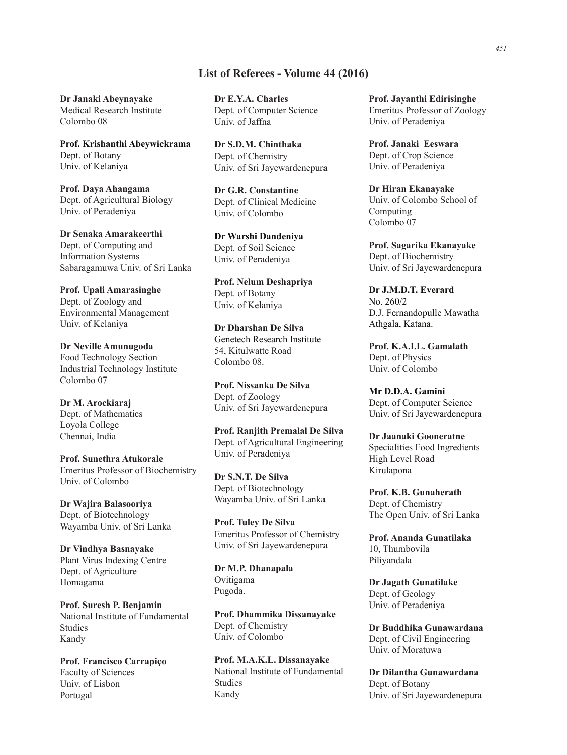## List of Referees - Volume 44 (2016)

**Dr Janaki Abeynayake**
Medical Research Institute
Colombo 08

**Prof. Krishanthi Abeywickrama**
Dept. of Botany
Univ. of Kelaniya

**Prof. Daya Ahangama**
Dept. of Agricultural Biology
Univ. of Peradeniya

**Dr Senaka Amarakeerthi**
Dept. of Computing and
Information Systems
Sabaragamuwa Univ. of Sri Lanka

**Prof. Upali Amarasinghe**
Dept. of Zoology and
Environmental Management
Univ. of Kelaniya

**Dr Neville Amunugoda**
Food Technology Section
Industrial Technology Institute
Colombo 07

**Dr M. Arockiaraj**
Dept. of Mathematics
Loyola College
Chennai, India

**Prof. Sunethra Atukorale**
Emeritus Professor of Biochemistry
Univ. of Colombo

**Dr Wajira Balasooriya**
Dept. of Biotechnology
Wayamba Univ. of Sri Lanka

**Dr Vindhya Basnayake**
Plant Virus Indexing Centre
Dept. of Agriculture
Homagama

**Prof. Suresh P. Benjamin**
National Institute of Fundamental
Studies
Kandy

**Prof. Francisco Carrapiço**
Faculty of Sciences
Univ. of Lisbon
Portugal

**Dr E.Y.A. Charles**
Dept. of Computer Science
Univ. of Jaffna

**Dr S.D.M. Chinthaka**
Dept. of Chemistry
Univ. of Sri Jayewardenepura

**Dr G.R. Constantine**
Dept. of Clinical Medicine
Univ. of Colombo

**Dr Warshi Dandeniya**
Dept. of Soil Science
Univ. of Peradeniya

**Prof. Nelum Deshapriya**
Dept. of Botany
Univ. of Kelaniya

**Dr Dharshan De Silva**
Genetech Research Institute
54, Kitulwatte Road
Colombo 08.

**Prof. Nissanka De Silva**
Dept. of Zoology
Univ. of Sri Jayewardenepura

**Prof. Ranjith Premalal De Silva**
Dept. of Agricultural Engineering
Univ. of Peradeniya

**Dr S.N.T. De Silva**
Dept. of Biotechnology
Wayamba Univ. of Sri Lanka

**Prof. Tuley De Silva**
Emeritus Professor of Chemistry
Univ. of Sri Jayewardenepura

**Dr M.P. Dhanapala**
Ovitigama
Pugoda.

**Prof. Dhammika Dissanayake**
Dept. of Chemistry
Univ. of Colombo

**Prof. M.A.K.L. Dissanayake**
National Institute of Fundamental
Studies
Kandy

**Prof. Jayanthi Edirisinghe**
Emeritus Professor of Zoology
Univ. of Peradeniya

**Prof. Janaki Eeswara**
Dept. of Crop Science
Univ. of Peradeniya

**Dr Hiran Ekanayake**
Univ. of Colombo School of
Computing
Colombo 07

**Prof. Sagarika Ekanayake**
Dept. of Biochemistry
Univ. of Sri Jayewardenepura

**Dr J.M.D.T. Everard**
No. 260/2
D.J. Fernandopulle Mawatha
Athgala, Katana.

**Prof. K.A.I.L. Gamalath**
Dept. of Physics
Univ. of Colombo

**Mr D.D.A. Gamini**
Dept. of Computer Science
Univ. of Sri Jayewardenepura

**Dr Jaanaki Gooneratne**
Specialities Food Ingredients
High Level Road
Kirulapona

**Prof. K.B. Gunaherath**
Dept. of Chemistry
The Open Univ. of Sri Lanka

**Prof. Ananda Gunatilaka**
10, Thumbovila
Piliyandala

**Dr Jagath Gunatilake**
Dept. of Geology
Univ. of Peradeniya

**Dr Buddhika Gunawardana**
Dept. of Civil Engineering
Univ. of Moratuwa

**Dr Dilantha Gunawardana**
Dept. of Botany
Univ. of Sri Jayewardenepura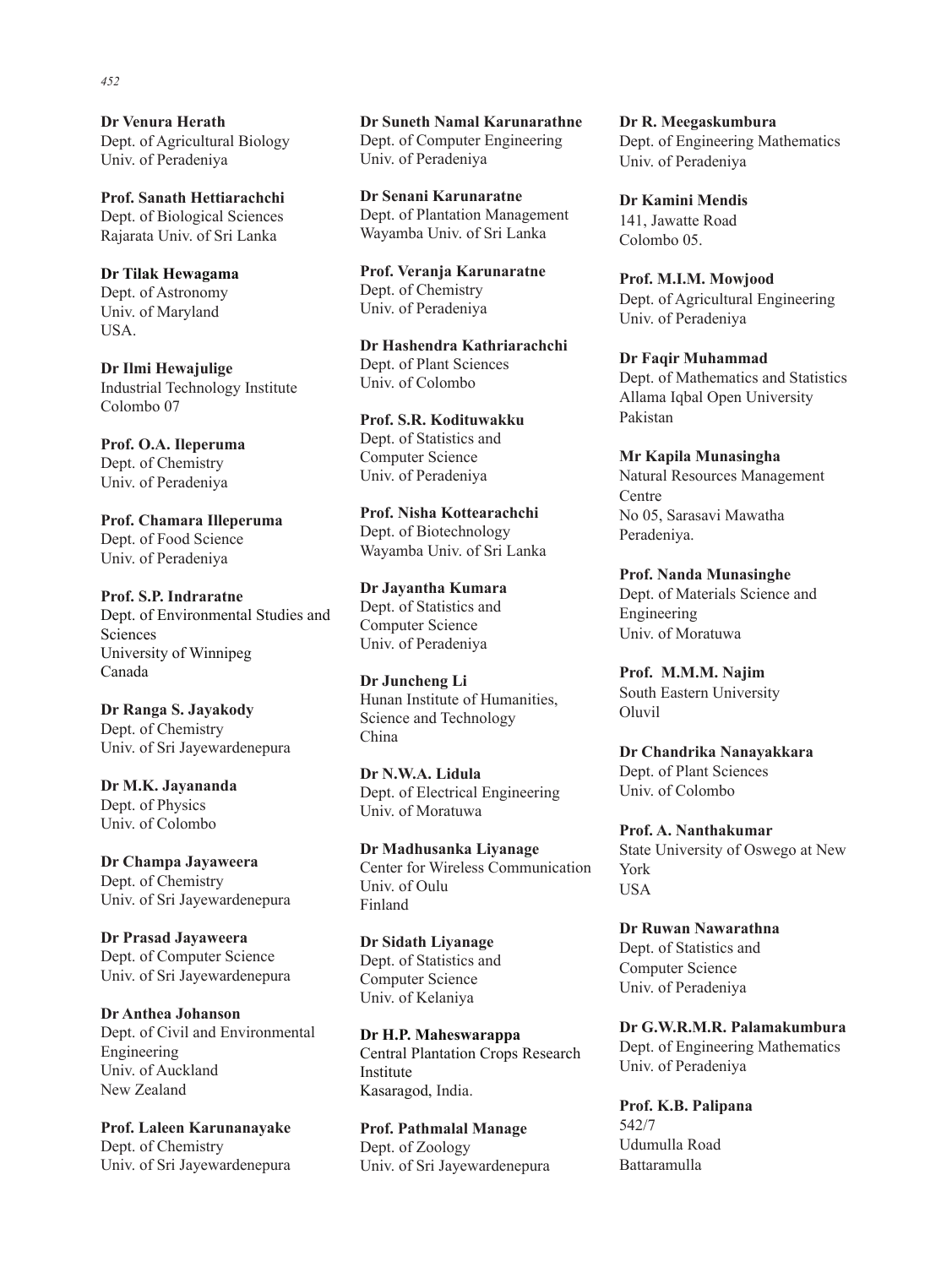**Dr Venura Herath**
Dept. of Agricultural Biology
Univ. of Peradeniya

**Prof. Sanath Hettiarachchi**
Dept. of Biological Sciences
Rajarata Univ. of Sri Lanka

**Dr Tilak Hewagama**
Dept. of Astronomy
Univ. of Maryland
USA.

**Dr Ilmi Hewajulige**
Industrial Technology Institute
Colombo 07

**Prof. O.A. Ileperuma**
Dept. of Chemistry
Univ. of Peradeniya

**Prof. Chamara Illeperuma**
Dept. of Food Science
Univ. of Peradeniya

**Prof. S.P. Indraratne**
Dept. of Environmental Studies and Sciences
University of Winnipeg
Canada

**Dr Ranga S. Jayakody**
Dept. of Chemistry
Univ. of Sri Jayewardenepura

**Dr M.K. Jayananda**
Dept. of Physics
Univ. of Colombo

**Dr Champa Jayaweera**
Dept. of Chemistry
Univ. of Sri Jayewardenepura

**Dr Prasad Jayaweera**
Dept. of Computer Science
Univ. of Sri Jayewardenepura

**Dr Anthea Johanson**
Dept. of Civil and Environmental Engineering
Univ. of Auckland
New Zealand

**Prof. Laleen Karunanayake**
Dept. of Chemistry
Univ. of Sri Jayewardenepura

**Dr Suneth Namal Karunarathne**
Dept. of Computer Engineering
Univ. of Peradeniya

**Dr Senani Karunaratne**
Dept. of Plantation Management
Wayamba Univ. of Sri Lanka

**Prof. Veranja Karunaratne**
Dept. of Chemistry
Univ. of Peradeniya

**Dr Hashendra Kathriarachchi**
Dept. of Plant Sciences
Univ. of Colombo

**Prof. S.R. Kodituwakku**
Dept. of Statistics and Computer Science
Univ. of Peradeniya

**Prof. Nisha Kottearachchi**
Dept. of Biotechnology
Wayamba Univ. of Sri Lanka

**Dr Jayantha Kumara**
Dept. of Statistics and Computer Science
Univ. of Peradeniya

**Dr Juncheng Li**
Hunan Institute of Humanities, Science and Technology
China

**Dr N.W.A. Lidula**
Dept. of Electrical Engineering
Univ. of Moratuwa

**Dr Madhusanka Liyanage**
Center for Wireless Communication
Univ. of Oulu
Finland

**Dr Sidath Liyanage**
Dept. of Statistics and Computer Science
Univ. of Kelaniya

**Dr H.P. Maheswarappa**
Central Plantation Crops Research Institute
Kasaragod, India.

**Prof. Pathmalal Manage**
Dept. of Zoology
Univ. of Sri Jayewardenepura

**Dr R. Meegaskumbura**
Dept. of Engineering Mathematics
Univ. of Peradeniya

**Dr Kamini Mendis**
141, Jawatte Road
Colombo 05.

**Prof. M.I.M. Mowjood**
Dept. of Agricultural Engineering
Univ. of Peradeniya

**Dr Faqir Muhammad**
Dept. of Mathematics and Statistics
Allama Iqbal Open University
Pakistan

**Mr Kapila Munasingha**
Natural Resources Management Centre
No 05, Sarasavi Mawatha
Peradeniya.

**Prof. Nanda Munasinghe**
Dept. of Materials Science and Engineering
Univ. of Moratuwa

**Prof. M.M.M. Najim**
South Eastern University
Oluvil

**Dr Chandrika Nanayakkara**
Dept. of Plant Sciences
Univ. of Colombo

**Prof. A. Nanthakumar**
State University of Oswego at New York
USA

**Dr Ruwan Nawarathna**
Dept. of Statistics and Computer Science
Univ. of Peradeniya

**Dr G.W.R.M.R. Palamakumbura**
Dept. of Engineering Mathematics
Univ. of Peradeniya

**Prof. K.B. Palipana**
542/7
Udumulla Road
Battaramulla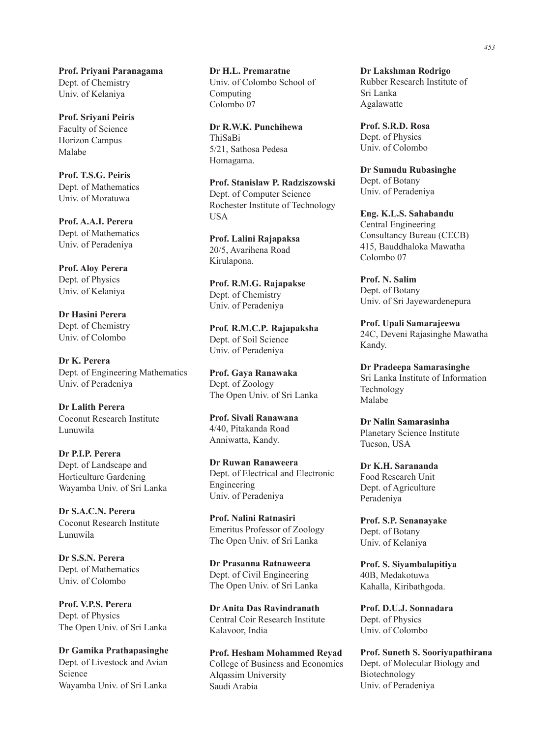**Prof. Priyani Paranagama**
Dept. of Chemistry
Univ. of Kelaniya

**Prof. Sriyani Peiris**
Faculty of Science
Horizon Campus
Malabe

**Prof. T.S.G. Peiris**
Dept. of Mathematics
Univ. of Moratuwa

**Prof. A.A.I. Perera**
Dept. of Mathematics
Univ. of Peradeniya

**Prof. Aloy Perera**
Dept. of Physics
Univ. of Kelaniya

**Dr Hasini Perera**
Dept. of Chemistry
Univ. of Colombo

**Dr K. Perera**
Dept. of Engineering Mathematics
Univ. of Peradeniya

**Dr Lalith Perera**
Coconut Research Institute
Lunuwila

**Dr P.I.P. Perera**
Dept. of Landscape and
Horticulture Gardening
Wayamba Univ. of Sri Lanka

**Dr S.A.C.N. Perera**
Coconut Research Institute
Lunuwila

**Dr S.S.N. Perera**
Dept. of Mathematics
Univ. of Colombo

**Prof. V.P.S. Perera**
Dept. of Physics
The Open Univ. of Sri Lanka

**Dr Gamika Prathapasinghe**
Dept. of Livestock and Avian
Science
Wayamba Univ. of Sri Lanka

**Dr H.L. Premaratne**
Univ. of Colombo School of
Computing
Colombo 07

**Dr R.W.K. Punchihewa**
ThiSaBi
5/21, Sathosa Pedesa
Homagama.

**Prof. Stanisław P. Radziszowski**
Dept. of Computer Science
Rochester Institute of Technology
USA

**Prof. Lalini Rajapaksa**
20/5, Avarihena Road
Kirulapona.

**Prof. R.M.G. Rajapakse**
Dept. of Chemistry
Univ. of Peradeniya

**Prof. R.M.C.P. Rajapaksha**
Dept. of Soil Science
Univ. of Peradeniya

**Prof. Gaya Ranawaka**
Dept. of Zoology
The Open Univ. of Sri Lanka

**Prof. Sivali Ranawana**
4/40, Pitakanda Road
Anniwatta, Kandy.

**Dr Ruwan Ranaweera**
Dept. of Electrical and Electronic
Engineering
Univ. of Peradeniya

**Prof. Nalini Ratnasiri**
Emeritus Professor of Zoology
The Open Univ. of Sri Lanka

**Dr Prasanna Ratnaweera**
Dept. of Civil Engineering
The Open Univ. of Sri Lanka

**Dr Anita Das Ravindranath**
Central Coir Research Institute
Kalavoor, India

**Prof. Hesham Mohammed Reyad**
College of Business and Economics
Alqassim University
Saudi Arabia

**Dr Lakshman Rodrigo**
Rubber Research Institute of
Sri Lanka
Agalawatte

**Prof. S.R.D. Rosa**
Dept. of Physics
Univ. of Colombo

**Dr Sumudu Rubasinghe**
Dept. of Botany
Univ. of Peradeniya

**Eng. K.L.S. Sahabandu**
Central Engineering
Consultancy Bureau (CECB)
415, Bauddhaloka Mawatha
Colombo 07

**Prof. N. Salim**
Dept. of Botany
Univ. of Sri Jayewardenepura

**Prof. Upali Samarajeewa**
24C, Deveni Rajasinghe Mawatha
Kandy.

**Dr Pradeepa Samarasinghe**
Sri Lanka Institute of Information
Technology
Malabe

**Dr Nalin Samarasinha**
Planetary Science Institute
Tucson, USA

**Dr K.H. Sarananda**
Food Research Unit
Dept. of Agriculture
Peradeniya

**Prof. S.P. Senanayake**
Dept. of Botany
Univ. of Kelaniya

**Prof. S. Siyambalapitiya**
40B, Medakotuwa
Kahalla, Kiribathgoda.

**Prof. D.U.J. Sonnadara**
Dept. of Physics
Univ. of Colombo

**Prof. Suneth S. Sooriyapathirana**
Dept. of Molecular Biology and
Biotechnology
Univ. of Peradeniya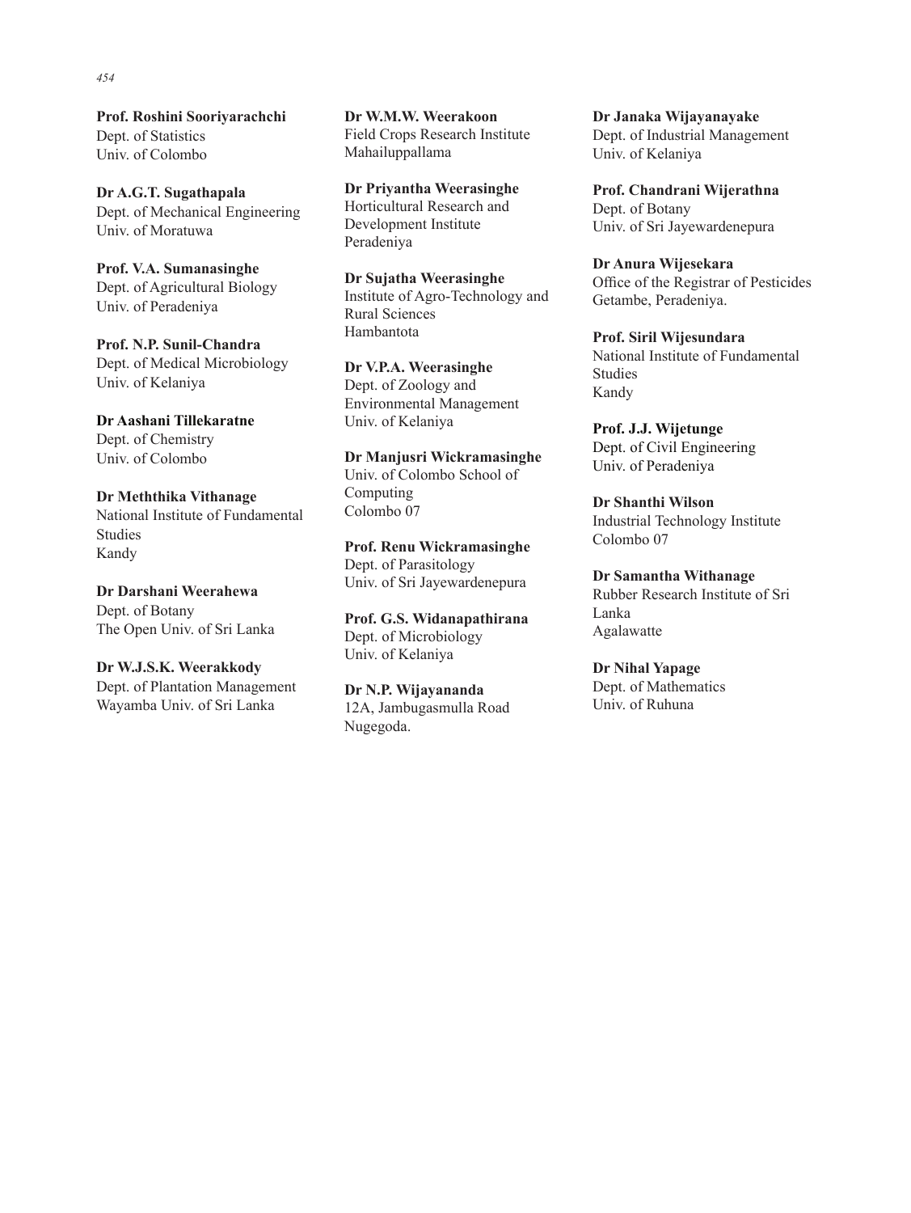**Prof. Roshini Sooriyarachchi**
Dept. of Statistics
Univ. of Colombo

**Dr A.G.T. Sugathapala**
Dept. of Mechanical Engineering
Univ. of Moratuwa

**Prof. V.A. Sumanasinghe**
Dept. of Agricultural Biology
Univ. of Peradeniya

**Prof. N.P. Sunil-Chandra**
Dept. of Medical Microbiology
Univ. of Kelaniya

**Dr Aashani Tillekaratne**
Dept. of Chemistry
Univ. of Colombo

**Dr Meththika Vithanage**
National Institute of Fundamental Studies
Kandy

**Dr Darshani Weerahewa**
Dept. of Botany
The Open Univ. of Sri Lanka

**Dr W.J.S.K. Weerakkody**
Dept. of Plantation Management
Wayamba Univ. of Sri Lanka

**Dr W.M.W. Weerakoon**
Field Crops Research Institute
Mahailuppallama

**Dr Priyantha Weerasinghe**
Horticultural Research and Development Institute
Peradeniya

**Dr Sujatha Weerasinghe**
Institute of Agro-Technology and Rural Sciences
Hambantota

**Dr V.P.A. Weerasinghe**
Dept. of Zoology and Environmental Management
Univ. of Kelaniya

**Dr Manjusri Wickramasinghe**
Univ. of Colombo School of Computing
Colombo 07

**Prof. Renu Wickramasinghe**
Dept. of Parasitology
Univ. of Sri Jayewardenepura

**Prof. G.S. Widanapathirana**
Dept. of Microbiology
Univ. of Kelaniya

**Dr N.P. Wijayananda**
12A, Jambugasmulla Road
Nugegoda.

**Dr Janaka Wijayanayake**
Dept. of Industrial Management
Univ. of Kelaniya

**Prof. Chandrani Wijerathna**
Dept. of Botany
Univ. of Sri Jayewardenepura

**Dr Anura Wijesekara**
Office of the Registrar of Pesticides
Getambe, Peradeniya.

**Prof. Siril Wijesundara**
National Institute of Fundamental Studies
Kandy

**Prof. J.J. Wijetunge**
Dept. of Civil Engineering
Univ. of Peradeniya

**Dr Shanthi Wilson**
Industrial Technology Institute
Colombo 07

**Dr Samantha Withanage**
Rubber Research Institute of Sri Lanka
Agalawatte

**Dr Nihal Yapage**
Dept. of Mathematics
Univ. of Ruhuna